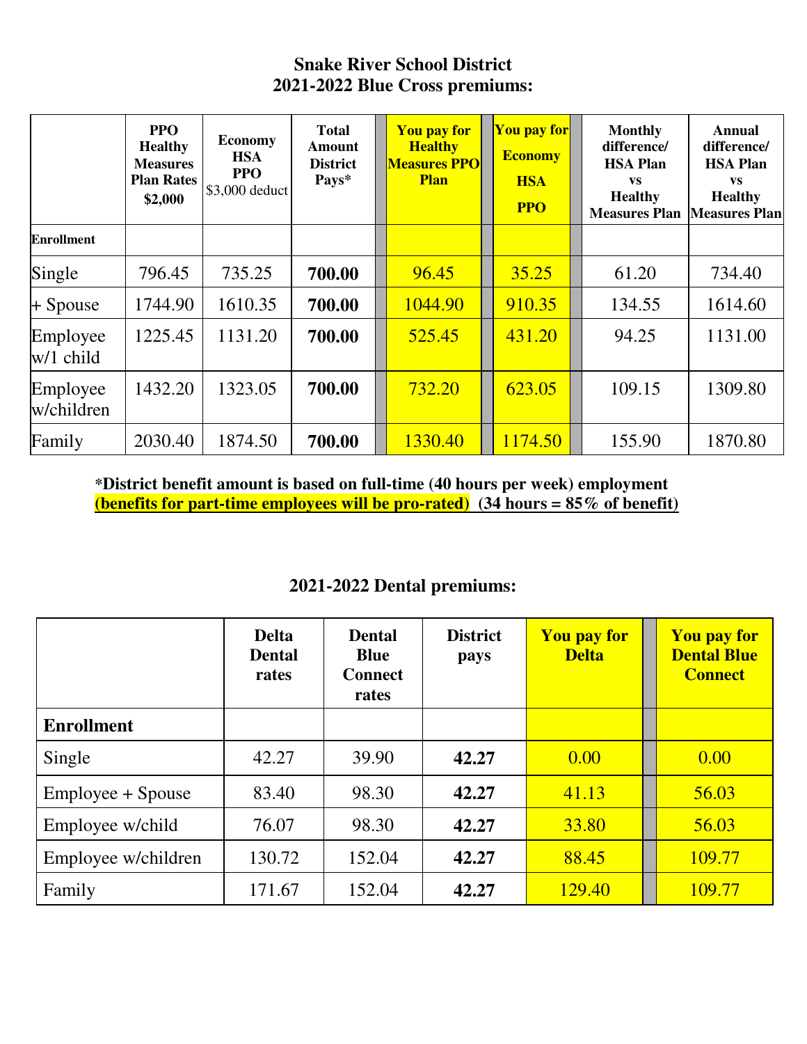# Snake River School District
## 2021-2022 Blue Cross premiums:

| | PPO Healthy Measures Plan Rates $2,000 | Economy HSA PPO $3,000 deduct | Total Amount District Pays* | | You pay for Healthy Measures PPO Plan | | You pay for Economy HSA PPO | | Monthly difference/ HSA Plan vs Healthy Measures Plan | Annual difference/ HSA Plan vs Healthy Measures Plan |
|---|---|---|---|---|---|---|---|---|---|---|
| **Enrollment** | | | | | | | | | | |
| Single | 796.45 | 735.25 | **700.00** | | 96.45 | | 35.25 | | 61.20 | 734.40 |
| + Spouse | 1744.90 | 1610.35 | **700.00** | | 1044.90 | | 910.35 | | 134.55 | 1614.60 |
| Employee w/1 child | 1225.45 | 1131.20 | **700.00** | | 525.45 | | 431.20 | | 94.25 | 1131.00 |
| Employee w/children | 1432.20 | 1323.05 | **700.00** | | 732.20 | | 623.05 | | 109.15 | 1309.80 |
| Family | 2030.40 | 1874.50 | **700.00** | | 1330.40 | | 1174.50 | | 155.90 | 1870.80 |

**\*District benefit amount is based on full-time (40 hours per week) employment**
**(benefits for part-time employees will be pro-rated) (34 hours = 85% of benefit)**

## 2021-2022 Dental premiums:

| | Delta Dental rates | Dental Blue Connect rates | District pays | You pay for Delta | | You pay for Dental Blue Connect |
|---|---|---|---|---|---|---|
| **Enrollment** | | | | | | |
| Single | 42.27 | 39.90 | **42.27** | 0.00 | | 0.00 |
| Employee + Spouse | 83.40 | 98.30 | **42.27** | 41.13 | | 56.03 |
| Employee w/child | 76.07 | 98.30 | **42.27** | 33.80 | | 56.03 |
| Employee w/children | 130.72 | 152.04 | **42.27** | 88.45 | | 109.77 |
| Family | 171.67 | 152.04 | **42.27** | 129.40 | | 109.77 |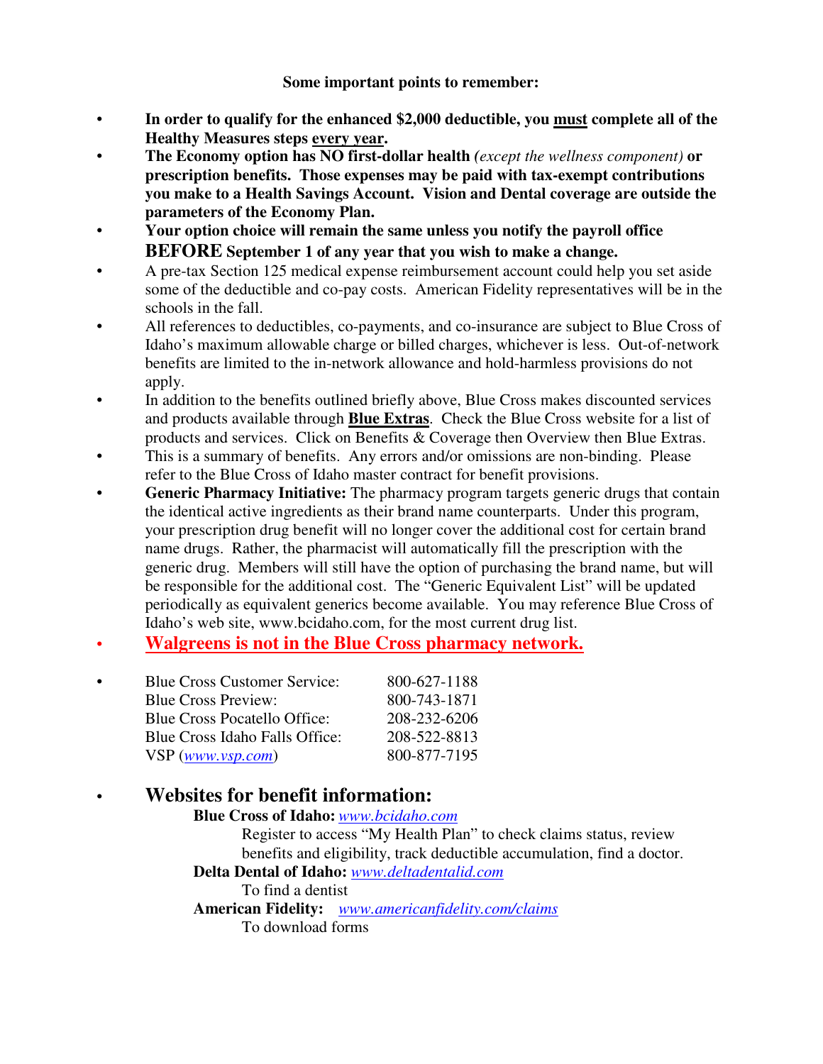**Some important points to remember:**

- **In order to qualify for the enhanced $2,000 deductible, you must complete all of the Healthy Measures steps every year.**
- **The Economy option has NO first-dollar health** *(except the wellness component)* **or prescription benefits. Those expenses may be paid with tax-exempt contributions you make to a Health Savings Account. Vision and Dental coverage are outside the parameters of the Economy Plan.**
- **Your option choice will remain the same unless you notify the payroll office BEFORE September 1 of any year that you wish to make a change.**
- A pre-tax Section 125 medical expense reimbursement account could help you set aside some of the deductible and co-pay costs. American Fidelity representatives will be in the schools in the fall.
- All references to deductibles, co-payments, and co-insurance are subject to Blue Cross of Idaho's maximum allowable charge or billed charges, whichever is less. Out-of-network benefits are limited to the in-network allowance and hold-harmless provisions do not apply.
- In addition to the benefits outlined briefly above, Blue Cross makes discounted services and products available through **Blue Extras**. Check the Blue Cross website for a list of products and services. Click on Benefits & Coverage then Overview then Blue Extras.
- This is a summary of benefits. Any errors and/or omissions are non-binding. Please refer to the Blue Cross of Idaho master contract for benefit provisions.
- **Generic Pharmacy Initiative:** The pharmacy program targets generic drugs that contain the identical active ingredients as their brand name counterparts. Under this program, your prescription drug benefit will no longer cover the additional cost for certain brand name drugs. Rather, the pharmacist will automatically fill the prescription with the generic drug. Members will still have the option of purchasing the brand name, but will be responsible for the additional cost. The "Generic Equivalent List" will be updated periodically as equivalent generics become available. You may reference Blue Cross of Idaho's web site, www.bcidaho.com, for the most current drug list.
- **Walgreens is not in the Blue Cross pharmacy network.**
- | | |
  |---|---|
  | Blue Cross Customer Service: | 800-627-1188 |
  | Blue Cross Preview: | 800-743-1871 |
  | Blue Cross Pocatello Office: | 208-232-6206 |
  | Blue Cross Idaho Falls Office: | 208-522-8813 |
  | VSP (*www.vsp.com*) | 800-877-7195 |

- **Websites for benefit information:**
  - **Blue Cross of Idaho:** *www.bcidaho.com*
    - Register to access "My Health Plan" to check claims status, review benefits and eligibility, track deductible accumulation, find a doctor.
  - **Delta Dental of Idaho:** *www.deltadentalid.com*
    - To find a dentist
  - **American Fidelity:** *www.americanfidelity.com/claims*
    - To download forms